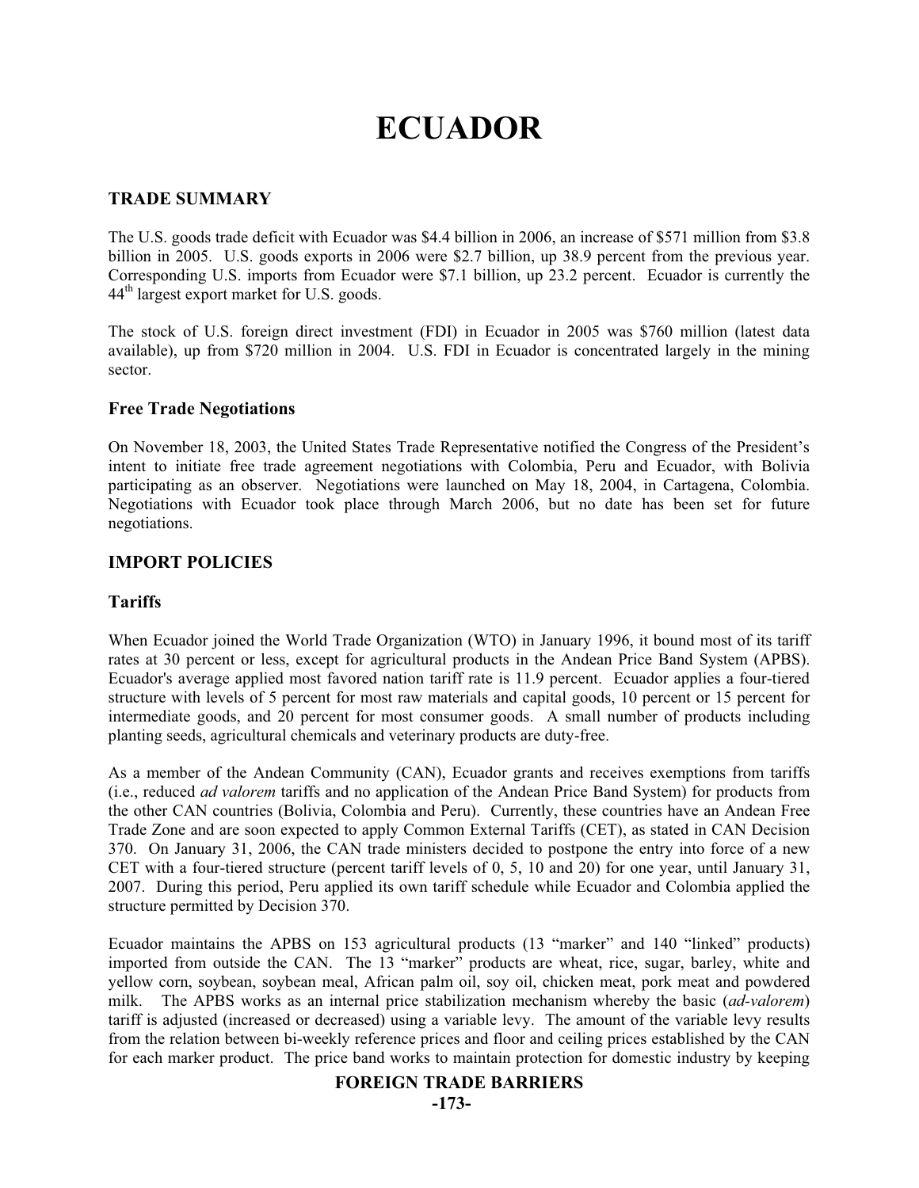# ECUADOR

## TRADE SUMMARY

The U.S. goods trade deficit with Ecuador was $4.4 billion in 2006, an increase of $571 million from $3.8 billion in 2005. U.S. goods exports in 2006 were $2.7 billion, up 38.9 percent from the previous year. Corresponding U.S. imports from Ecuador were $7.1 billion, up 23.2 percent. Ecuador is currently the 44th largest export market for U.S. goods.

The stock of U.S. foreign direct investment (FDI) in Ecuador in 2005 was $760 million (latest data available), up from $720 million in 2004. U.S. FDI in Ecuador is concentrated largely in the mining sector.

### Free Trade Negotiations

On November 18, 2003, the United States Trade Representative notified the Congress of the President's intent to initiate free trade agreement negotiations with Colombia, Peru and Ecuador, with Bolivia participating as an observer. Negotiations were launched on May 18, 2004, in Cartagena, Colombia. Negotiations with Ecuador took place through March 2006, but no date has been set for future negotiations.

## IMPORT POLICIES

### Tariffs

When Ecuador joined the World Trade Organization (WTO) in January 1996, it bound most of its tariff rates at 30 percent or less, except for agricultural products in the Andean Price Band System (APBS). Ecuador's average applied most favored nation tariff rate is 11.9 percent. Ecuador applies a four-tiered structure with levels of 5 percent for most raw materials and capital goods, 10 percent or 15 percent for intermediate goods, and 20 percent for most consumer goods. A small number of products including planting seeds, agricultural chemicals and veterinary products are duty-free.

As a member of the Andean Community (CAN), Ecuador grants and receives exemptions from tariffs (i.e., reduced *ad valorem* tariffs and no application of the Andean Price Band System) for products from the other CAN countries (Bolivia, Colombia and Peru). Currently, these countries have an Andean Free Trade Zone and are soon expected to apply Common External Tariffs (CET), as stated in CAN Decision 370. On January 31, 2006, the CAN trade ministers decided to postpone the entry into force of a new CET with a four-tiered structure (percent tariff levels of 0, 5, 10 and 20) for one year, until January 31, 2007. During this period, Peru applied its own tariff schedule while Ecuador and Colombia applied the structure permitted by Decision 370.

Ecuador maintains the APBS on 153 agricultural products (13 "marker" and 140 "linked" products) imported from outside the CAN. The 13 "marker" products are wheat, rice, sugar, barley, white and yellow corn, soybean, soybean meal, African palm oil, soy oil, chicken meat, pork meat and powdered milk. The APBS works as an internal price stabilization mechanism whereby the basic (*ad-valorem*) tariff is adjusted (increased or decreased) using a variable levy. The amount of the variable levy results from the relation between bi-weekly reference prices and floor and ceiling prices established by the CAN for each marker product. The price band works to maintain protection for domestic industry by keeping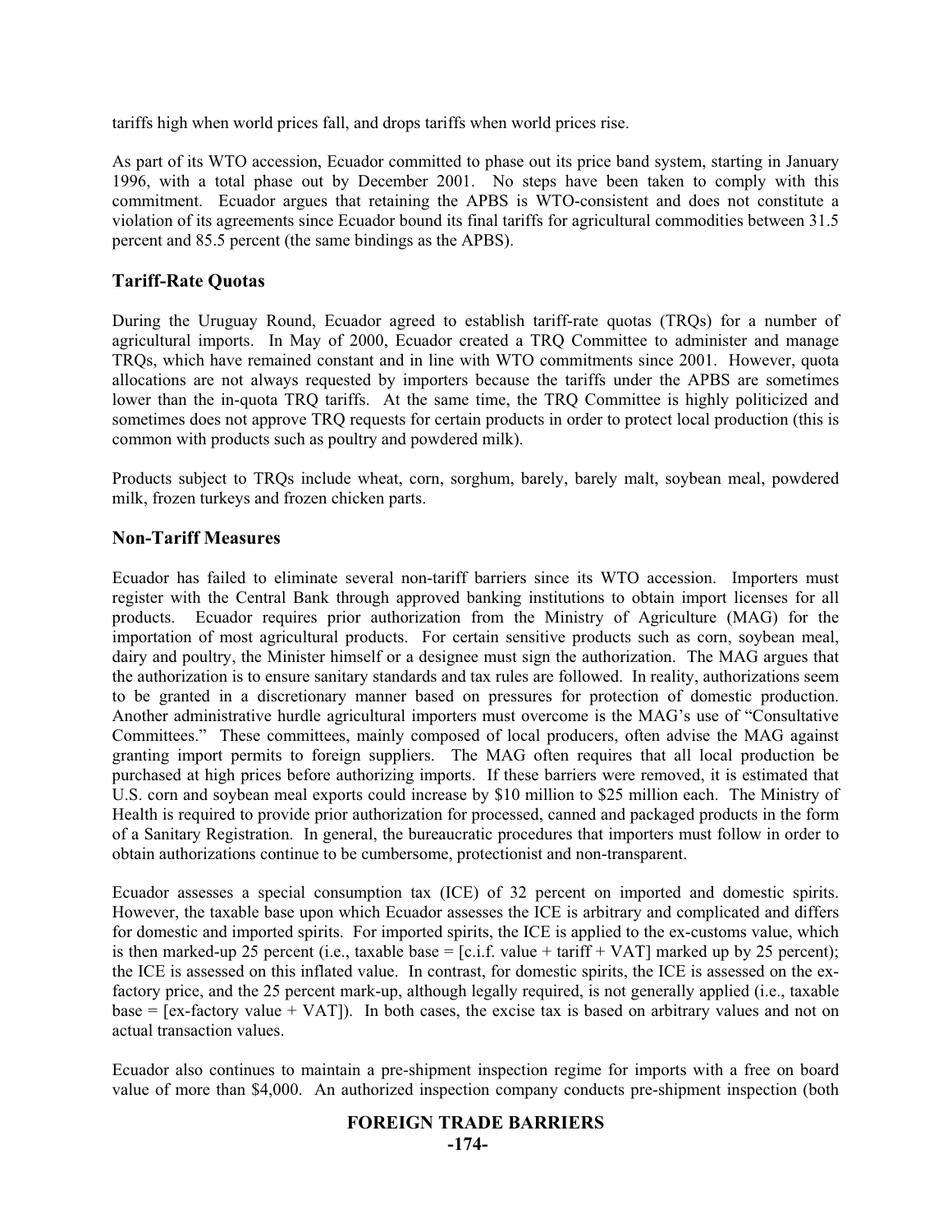tariffs high when world prices fall, and drops tariffs when world prices rise.

As part of its WTO accession, Ecuador committed to phase out its price band system, starting in January 1996, with a total phase out by December 2001. No steps have been taken to comply with this commitment. Ecuador argues that retaining the APBS is WTO-consistent and does not constitute a violation of its agreements since Ecuador bound its final tariffs for agricultural commodities between 31.5 percent and 85.5 percent (the same bindings as the APBS).

### Tariff-Rate Quotas

During the Uruguay Round, Ecuador agreed to establish tariff-rate quotas (TRQs) for a number of agricultural imports. In May of 2000, Ecuador created a TRQ Committee to administer and manage TRQs, which have remained constant and in line with WTO commitments since 2001. However, quota allocations are not always requested by importers because the tariffs under the APBS are sometimes lower than the in-quota TRQ tariffs. At the same time, the TRQ Committee is highly politicized and sometimes does not approve TRQ requests for certain products in order to protect local production (this is common with products such as poultry and powdered milk).

Products subject to TRQs include wheat, corn, sorghum, barely, barely malt, soybean meal, powdered milk, frozen turkeys and frozen chicken parts.

### Non-Tariff Measures

Ecuador has failed to eliminate several non-tariff barriers since its WTO accession. Importers must register with the Central Bank through approved banking institutions to obtain import licenses for all products. Ecuador requires prior authorization from the Ministry of Agriculture (MAG) for the importation of most agricultural products. For certain sensitive products such as corn, soybean meal, dairy and poultry, the Minister himself or a designee must sign the authorization. The MAG argues that the authorization is to ensure sanitary standards and tax rules are followed. In reality, authorizations seem to be granted in a discretionary manner based on pressures for protection of domestic production. Another administrative hurdle agricultural importers must overcome is the MAG's use of "Consultative Committees." These committees, mainly composed of local producers, often advise the MAG against granting import permits to foreign suppliers. The MAG often requires that all local production be purchased at high prices before authorizing imports. If these barriers were removed, it is estimated that U.S. corn and soybean meal exports could increase by $10 million to $25 million each. The Ministry of Health is required to provide prior authorization for processed, canned and packaged products in the form of a Sanitary Registration. In general, the bureaucratic procedures that importers must follow in order to obtain authorizations continue to be cumbersome, protectionist and non-transparent.

Ecuador assesses a special consumption tax (ICE) of 32 percent on imported and domestic spirits. However, the taxable base upon which Ecuador assesses the ICE is arbitrary and complicated and differs for domestic and imported spirits. For imported spirits, the ICE is applied to the ex-customs value, which is then marked-up 25 percent (i.e., taxable base = [c.i.f. value + tariff + VAT] marked up by 25 percent); the ICE is assessed on this inflated value. In contrast, for domestic spirits, the ICE is assessed on the ex-factory price, and the 25 percent mark-up, although legally required, is not generally applied (i.e., taxable base = [ex-factory value + VAT]). In both cases, the excise tax is based on arbitrary values and not on actual transaction values.

Ecuador also continues to maintain a pre-shipment inspection regime for imports with a free on board value of more than $4,000. An authorized inspection company conducts pre-shipment inspection (both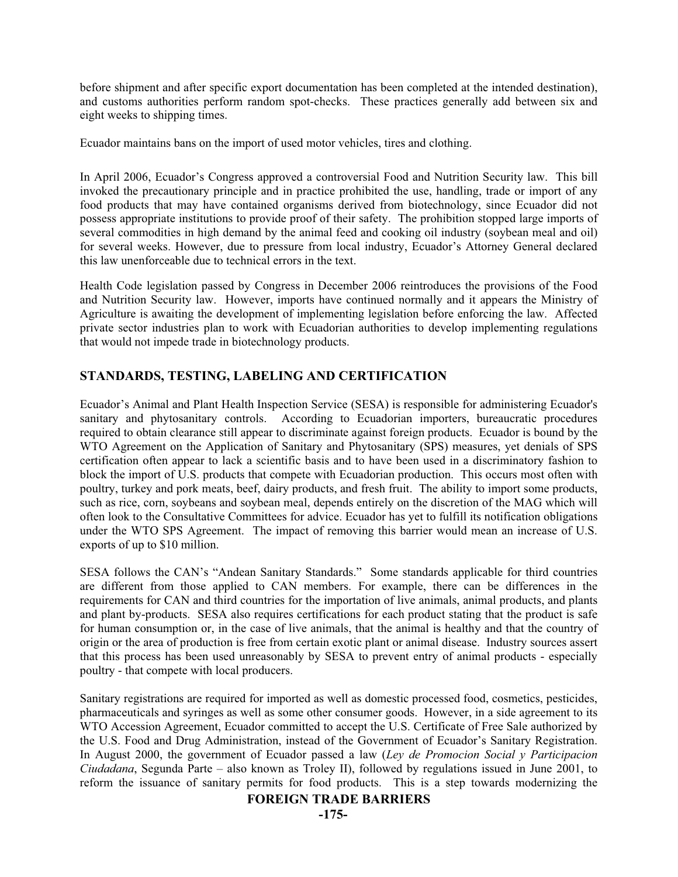before shipment and after specific export documentation has been completed at the intended destination), and customs authorities perform random spot-checks. These practices generally add between six and eight weeks to shipping times.

Ecuador maintains bans on the import of used motor vehicles, tires and clothing.

In April 2006, Ecuador's Congress approved a controversial Food and Nutrition Security law. This bill invoked the precautionary principle and in practice prohibited the use, handling, trade or import of any food products that may have contained organisms derived from biotechnology, since Ecuador did not possess appropriate institutions to provide proof of their safety. The prohibition stopped large imports of several commodities in high demand by the animal feed and cooking oil industry (soybean meal and oil) for several weeks. However, due to pressure from local industry, Ecuador's Attorney General declared this law unenforceable due to technical errors in the text.

Health Code legislation passed by Congress in December 2006 reintroduces the provisions of the Food and Nutrition Security law. However, imports have continued normally and it appears the Ministry of Agriculture is awaiting the development of implementing legislation before enforcing the law. Affected private sector industries plan to work with Ecuadorian authorities to develop implementing regulations that would not impede trade in biotechnology products.

## STANDARDS, TESTING, LABELING AND CERTIFICATION

Ecuador's Animal and Plant Health Inspection Service (SESA) is responsible for administering Ecuador's sanitary and phytosanitary controls. According to Ecuadorian importers, bureaucratic procedures required to obtain clearance still appear to discriminate against foreign products. Ecuador is bound by the WTO Agreement on the Application of Sanitary and Phytosanitary (SPS) measures, yet denials of SPS certification often appear to lack a scientific basis and to have been used in a discriminatory fashion to block the import of U.S. products that compete with Ecuadorian production. This occurs most often with poultry, turkey and pork meats, beef, dairy products, and fresh fruit. The ability to import some products, such as rice, corn, soybeans and soybean meal, depends entirely on the discretion of the MAG which will often look to the Consultative Committees for advice. Ecuador has yet to fulfill its notification obligations under the WTO SPS Agreement. The impact of removing this barrier would mean an increase of U.S. exports of up to $10 million.

SESA follows the CAN's "Andean Sanitary Standards." Some standards applicable for third countries are different from those applied to CAN members. For example, there can be differences in the requirements for CAN and third countries for the importation of live animals, animal products, and plants and plant by-products. SESA also requires certifications for each product stating that the product is safe for human consumption or, in the case of live animals, that the animal is healthy and that the country of origin or the area of production is free from certain exotic plant or animal disease. Industry sources assert that this process has been used unreasonably by SESA to prevent entry of animal products - especially poultry - that compete with local producers.

Sanitary registrations are required for imported as well as domestic processed food, cosmetics, pesticides, pharmaceuticals and syringes as well as some other consumer goods. However, in a side agreement to its WTO Accession Agreement, Ecuador committed to accept the U.S. Certificate of Free Sale authorized by the U.S. Food and Drug Administration, instead of the Government of Ecuador's Sanitary Registration. In August 2000, the government of Ecuador passed a law (*Ley de Promocion Social y Participacion Ciudadana*, Segunda Parte – also known as Troley II), followed by regulations issued in June 2001, to reform the issuance of sanitary permits for food products. This is a step towards modernizing the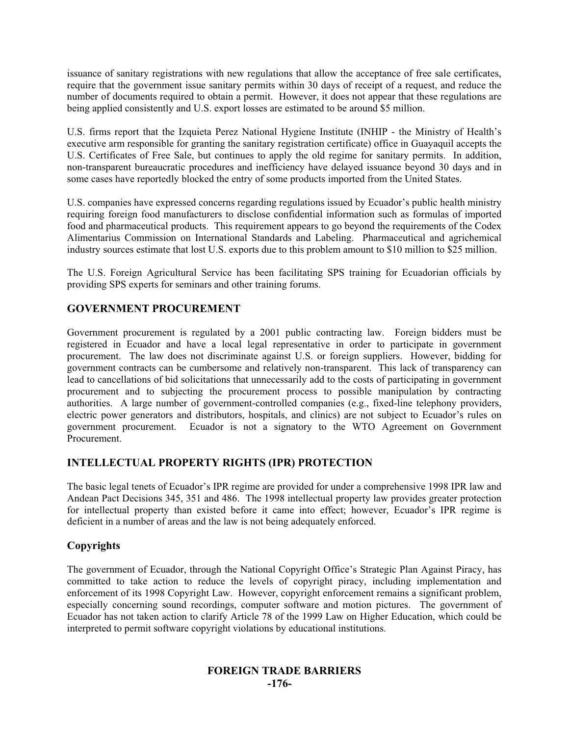issuance of sanitary registrations with new regulations that allow the acceptance of free sale certificates, require that the government issue sanitary permits within 30 days of receipt of a request, and reduce the number of documents required to obtain a permit. However, it does not appear that these regulations are being applied consistently and U.S. export losses are estimated to be around $5 million.

U.S. firms report that the Izquieta Perez National Hygiene Institute (INHIP - the Ministry of Health's executive arm responsible for granting the sanitary registration certificate) office in Guayaquil accepts the U.S. Certificates of Free Sale, but continues to apply the old regime for sanitary permits. In addition, non-transparent bureaucratic procedures and inefficiency have delayed issuance beyond 30 days and in some cases have reportedly blocked the entry of some products imported from the United States.

U.S. companies have expressed concerns regarding regulations issued by Ecuador's public health ministry requiring foreign food manufacturers to disclose confidential information such as formulas of imported food and pharmaceutical products. This requirement appears to go beyond the requirements of the Codex Alimentarius Commission on International Standards and Labeling. Pharmaceutical and agrichemical industry sources estimate that lost U.S. exports due to this problem amount to $10 million to $25 million.

The U.S. Foreign Agricultural Service has been facilitating SPS training for Ecuadorian officials by providing SPS experts for seminars and other training forums.

## GOVERNMENT PROCUREMENT

Government procurement is regulated by a 2001 public contracting law. Foreign bidders must be registered in Ecuador and have a local legal representative in order to participate in government procurement. The law does not discriminate against U.S. or foreign suppliers. However, bidding for government contracts can be cumbersome and relatively non-transparent. This lack of transparency can lead to cancellations of bid solicitations that unnecessarily add to the costs of participating in government procurement and to subjecting the procurement process to possible manipulation by contracting authorities. A large number of government-controlled companies (e.g., fixed-line telephony providers, electric power generators and distributors, hospitals, and clinics) are not subject to Ecuador's rules on government procurement. Ecuador is not a signatory to the WTO Agreement on Government Procurement.

## INTELLECTUAL PROPERTY RIGHTS (IPR) PROTECTION

The basic legal tenets of Ecuador's IPR regime are provided for under a comprehensive 1998 IPR law and Andean Pact Decisions 345, 351 and 486. The 1998 intellectual property law provides greater protection for intellectual property than existed before it came into effect; however, Ecuador's IPR regime is deficient in a number of areas and the law is not being adequately enforced.

### Copyrights

The government of Ecuador, through the National Copyright Office's Strategic Plan Against Piracy, has committed to take action to reduce the levels of copyright piracy, including implementation and enforcement of its 1998 Copyright Law. However, copyright enforcement remains a significant problem, especially concerning sound recordings, computer software and motion pictures. The government of Ecuador has not taken action to clarify Article 78 of the 1999 Law on Higher Education, which could be interpreted to permit software copyright violations by educational institutions.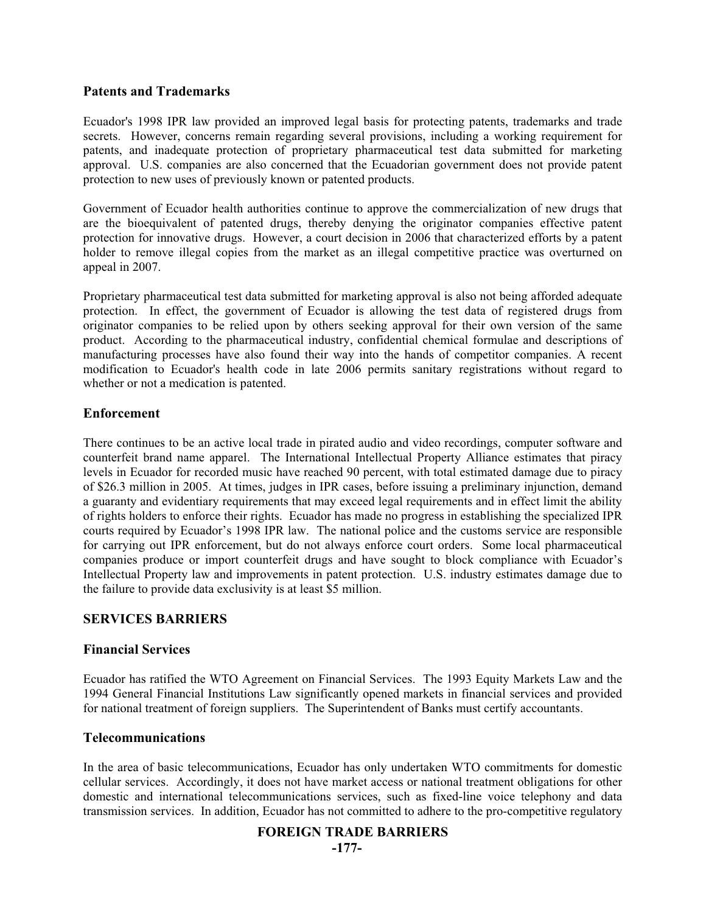### Patents and Trademarks

Ecuador's 1998 IPR law provided an improved legal basis for protecting patents, trademarks and trade secrets. However, concerns remain regarding several provisions, including a working requirement for patents, and inadequate protection of proprietary pharmaceutical test data submitted for marketing approval. U.S. companies are also concerned that the Ecuadorian government does not provide patent protection to new uses of previously known or patented products.

Government of Ecuador health authorities continue to approve the commercialization of new drugs that are the bioequivalent of patented drugs, thereby denying the originator companies effective patent protection for innovative drugs. However, a court decision in 2006 that characterized efforts by a patent holder to remove illegal copies from the market as an illegal competitive practice was overturned on appeal in 2007.

Proprietary pharmaceutical test data submitted for marketing approval is also not being afforded adequate protection. In effect, the government of Ecuador is allowing the test data of registered drugs from originator companies to be relied upon by others seeking approval for their own version of the same product. According to the pharmaceutical industry, confidential chemical formulae and descriptions of manufacturing processes have also found their way into the hands of competitor companies. A recent modification to Ecuador's health code in late 2006 permits sanitary registrations without regard to whether or not a medication is patented.

### Enforcement

There continues to be an active local trade in pirated audio and video recordings, computer software and counterfeit brand name apparel. The International Intellectual Property Alliance estimates that piracy levels in Ecuador for recorded music have reached 90 percent, with total estimated damage due to piracy of $26.3 million in 2005. At times, judges in IPR cases, before issuing a preliminary injunction, demand a guaranty and evidentiary requirements that may exceed legal requirements and in effect limit the ability of rights holders to enforce their rights. Ecuador has made no progress in establishing the specialized IPR courts required by Ecuador's 1998 IPR law. The national police and the customs service are responsible for carrying out IPR enforcement, but do not always enforce court orders. Some local pharmaceutical companies produce or import counterfeit drugs and have sought to block compliance with Ecuador's Intellectual Property law and improvements in patent protection. U.S. industry estimates damage due to the failure to provide data exclusivity is at least $5 million.

## SERVICES BARRIERS

### Financial Services

Ecuador has ratified the WTO Agreement on Financial Services. The 1993 Equity Markets Law and the 1994 General Financial Institutions Law significantly opened markets in financial services and provided for national treatment of foreign suppliers. The Superintendent of Banks must certify accountants.

### Telecommunications

In the area of basic telecommunications, Ecuador has only undertaken WTO commitments for domestic cellular services. Accordingly, it does not have market access or national treatment obligations for other domestic and international telecommunications services, such as fixed-line voice telephony and data transmission services. In addition, Ecuador has not committed to adhere to the pro-competitive regulatory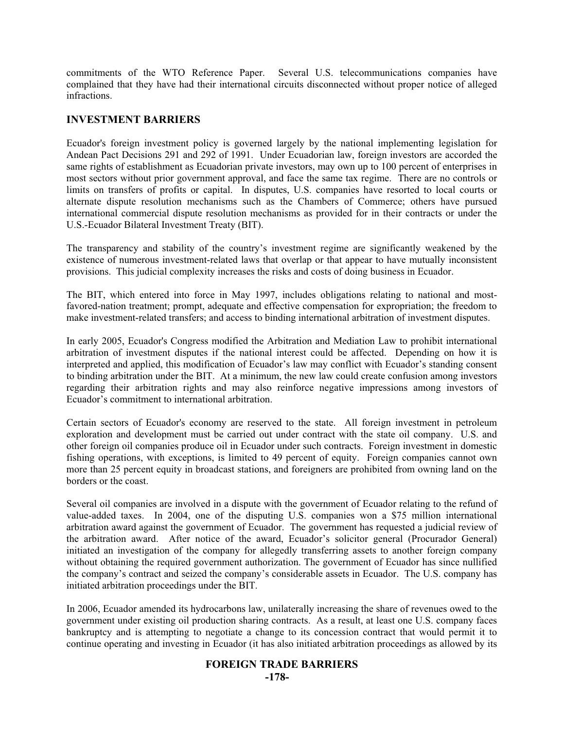commitments of the WTO Reference Paper. Several U.S. telecommunications companies have complained that they have had their international circuits disconnected without proper notice of alleged infractions.

## INVESTMENT BARRIERS

Ecuador's foreign investment policy is governed largely by the national implementing legislation for Andean Pact Decisions 291 and 292 of 1991. Under Ecuadorian law, foreign investors are accorded the same rights of establishment as Ecuadorian private investors, may own up to 100 percent of enterprises in most sectors without prior government approval, and face the same tax regime. There are no controls or limits on transfers of profits or capital. In disputes, U.S. companies have resorted to local courts or alternate dispute resolution mechanisms such as the Chambers of Commerce; others have pursued international commercial dispute resolution mechanisms as provided for in their contracts or under the U.S.-Ecuador Bilateral Investment Treaty (BIT).

The transparency and stability of the country's investment regime are significantly weakened by the existence of numerous investment-related laws that overlap or that appear to have mutually inconsistent provisions. This judicial complexity increases the risks and costs of doing business in Ecuador.

The BIT, which entered into force in May 1997, includes obligations relating to national and most-favored-nation treatment; prompt, adequate and effective compensation for expropriation; the freedom to make investment-related transfers; and access to binding international arbitration of investment disputes.

In early 2005, Ecuador's Congress modified the Arbitration and Mediation Law to prohibit international arbitration of investment disputes if the national interest could be affected. Depending on how it is interpreted and applied, this modification of Ecuador's law may conflict with Ecuador's standing consent to binding arbitration under the BIT. At a minimum, the new law could create confusion among investors regarding their arbitration rights and may also reinforce negative impressions among investors of Ecuador's commitment to international arbitration.

Certain sectors of Ecuador's economy are reserved to the state. All foreign investment in petroleum exploration and development must be carried out under contract with the state oil company. U.S. and other foreign oil companies produce oil in Ecuador under such contracts. Foreign investment in domestic fishing operations, with exceptions, is limited to 49 percent of equity. Foreign companies cannot own more than 25 percent equity in broadcast stations, and foreigners are prohibited from owning land on the borders or the coast.

Several oil companies are involved in a dispute with the government of Ecuador relating to the refund of value-added taxes. In 2004, one of the disputing U.S. companies won a $75 million international arbitration award against the government of Ecuador. The government has requested a judicial review of the arbitration award. After notice of the award, Ecuador's solicitor general (Procurador General) initiated an investigation of the company for allegedly transferring assets to another foreign company without obtaining the required government authorization. The government of Ecuador has since nullified the company's contract and seized the company's considerable assets in Ecuador. The U.S. company has initiated arbitration proceedings under the BIT.

In 2006, Ecuador amended its hydrocarbons law, unilaterally increasing the share of revenues owed to the government under existing oil production sharing contracts. As a result, at least one U.S. company faces bankruptcy and is attempting to negotiate a change to its concession contract that would permit it to continue operating and investing in Ecuador (it has also initiated arbitration proceedings as allowed by its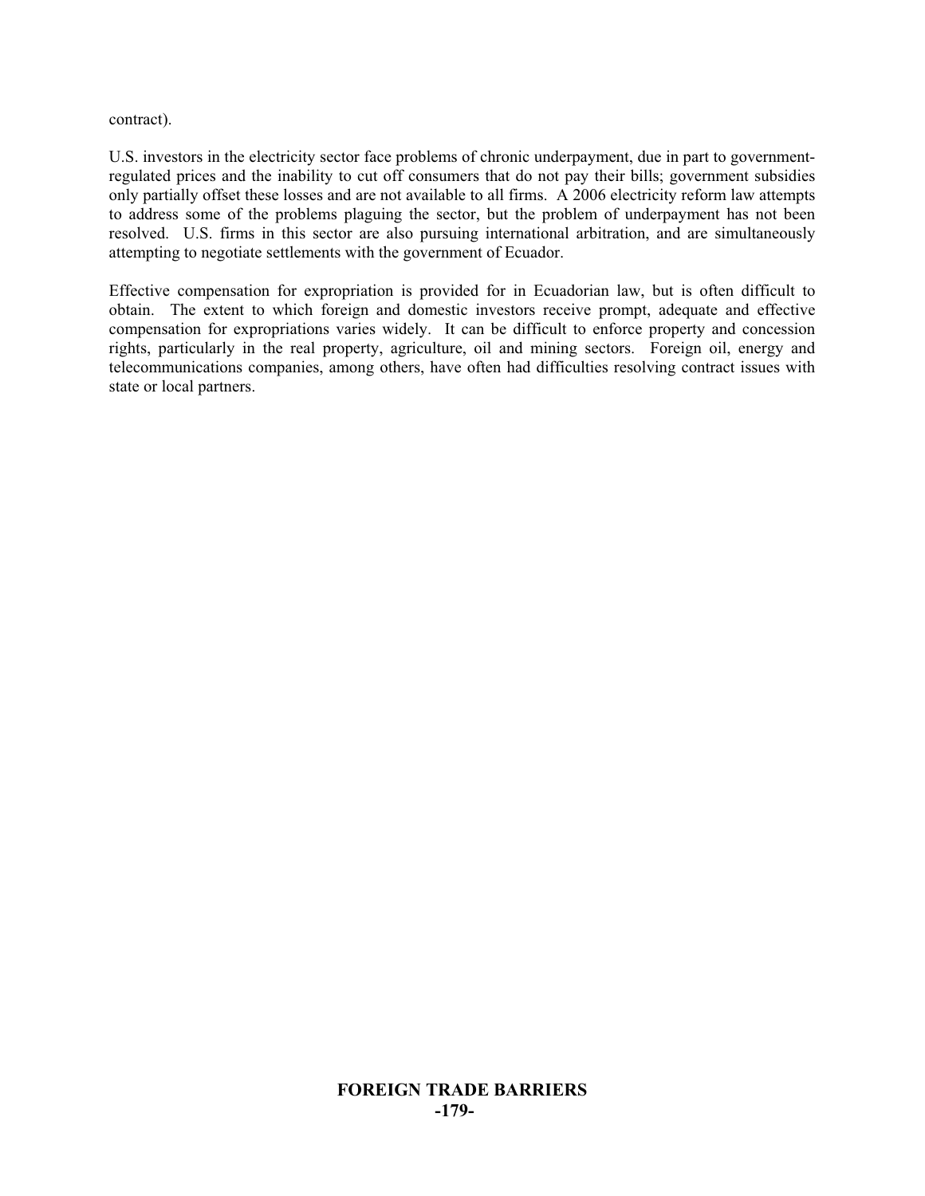contract).

U.S. investors in the electricity sector face problems of chronic underpayment, due in part to government-regulated prices and the inability to cut off consumers that do not pay their bills; government subsidies only partially offset these losses and are not available to all firms. A 2006 electricity reform law attempts to address some of the problems plaguing the sector, but the problem of underpayment has not been resolved. U.S. firms in this sector are also pursuing international arbitration, and are simultaneously attempting to negotiate settlements with the government of Ecuador.

Effective compensation for expropriation is provided for in Ecuadorian law, but is often difficult to obtain. The extent to which foreign and domestic investors receive prompt, adequate and effective compensation for expropriations varies widely. It can be difficult to enforce property and concession rights, particularly in the real property, agriculture, oil and mining sectors. Foreign oil, energy and telecommunications companies, among others, have often had difficulties resolving contract issues with state or local partners.